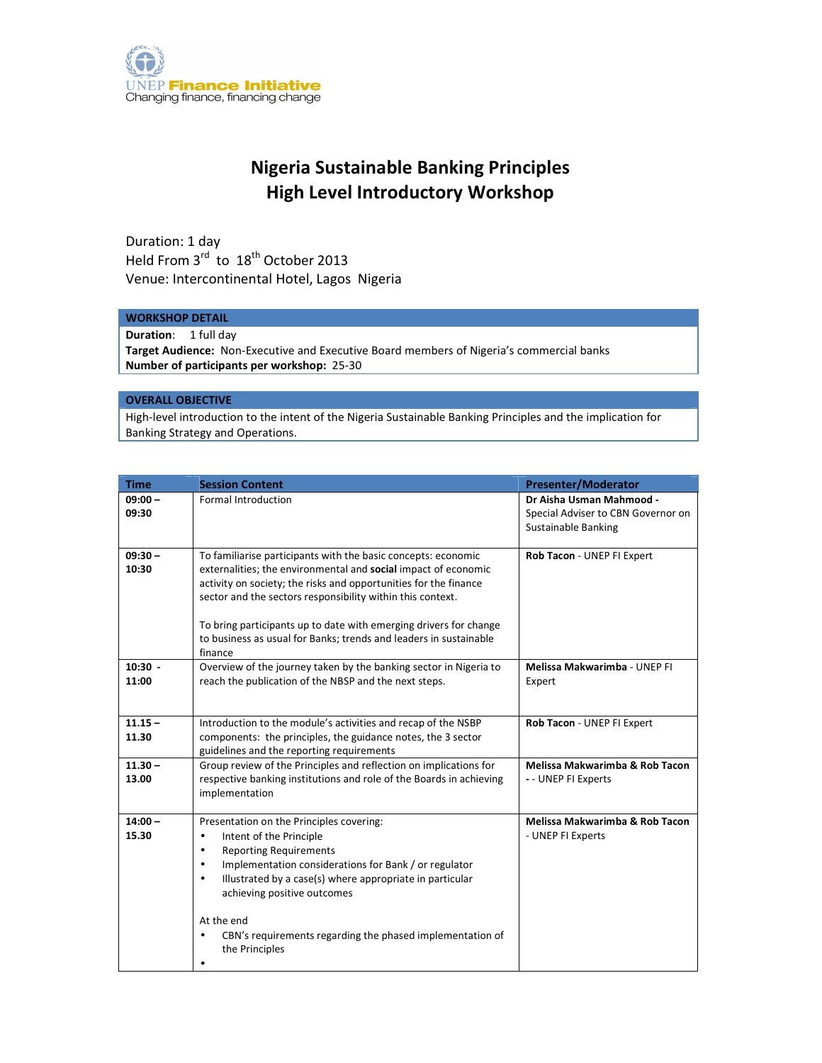UNEP Finance Initiative
Changing finance, financing change

# Nigeria Sustainable Banking Principles
# High Level Introductory Workshop

Duration: 1 day
Held From 3rd to 18th October 2013
Venue: Intercontinental Hotel, Lagos Nigeria

| WORKSHOP DETAIL |
| --- |
| **Duration**: 1 full day<br>**Target Audience:** Non-Executive and Executive Board members of Nigeria's commercial banks<br>**Number of participants per workshop:** 25-30 |

| OVERALL OBJECTIVE |
| --- |
| High-level introduction to the intent of the Nigeria Sustainable Banking Principles and the implication for Banking Strategy and Operations. |

| Time | Session Content | Presenter/Moderator |
| --- | --- | --- |
| **09:00 – 09:30** | Formal Introduction | **Dr Aisha Usman Mahmood -** Special Adviser to CBN Governor on Sustainable Banking |
| **09:30 – 10:30** | To familiarise participants with the basic concepts: economic externalities; the environmental and **social** impact of economic activity on society; the risks and opportunities for the finance sector and the sectors responsibility within this context.<br><br>To bring participants up to date with emerging drivers for change to business as usual for Banks; trends and leaders in sustainable finance | **Rob Tacon** - UNEP FI Expert |
| **10:30 - 11:00** | Overview of the journey taken by the banking sector in Nigeria to reach the publication of the NBSP and the next steps. | **Melissa Makwarimba** - UNEP FI Expert |
| **11.15 – 11.30** | Introduction to the module's activities and recap of the NSBP components: the principles, the guidance notes, the 3 sector guidelines and the reporting requirements | **Rob Tacon** - UNEP FI Expert |
| **11.30 – 13.00** | Group review of the Principles and reflection on implications for respective banking institutions and role of the Boards in achieving implementation | **Melissa Makwarimba & Rob Tacon** - - UNEP FI Experts |
| **14:00 – 15.30** | Presentation on the Principles covering:<br>• Intent of the Principle<br>• Reporting Requirements<br>• Implementation considerations for Bank / or regulator<br>• Illustrated by a case(s) where appropriate in particular achieving positive outcomes<br><br>At the end<br>• CBN's requirements regarding the phased implementation of the Principles<br>• | **Melissa Makwarimba & Rob Tacon** - UNEP FI Experts |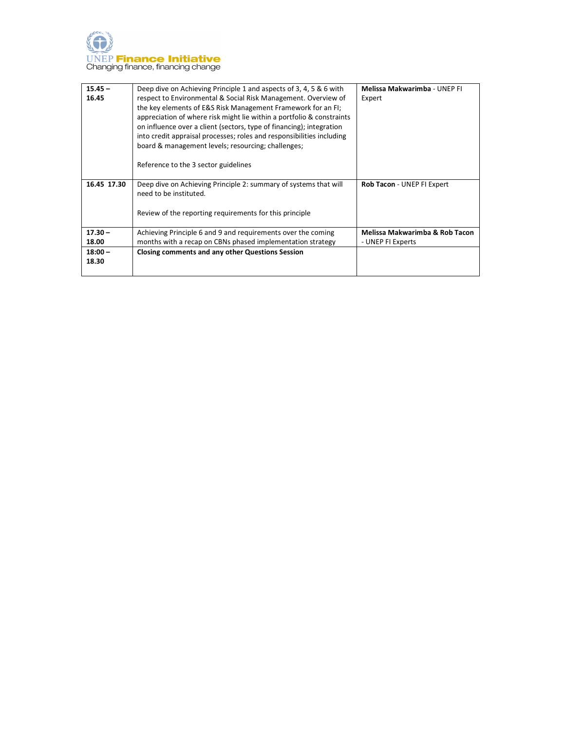| | | |
|---|---|---|
| **15.45 – 16.45** | Deep dive on Achieving Principle 1 and aspects of 3, 4, 5 & 6 with respect to Environmental & Social Risk Management. Overview of the key elements of E&S Risk Management Framework for an FI; appreciation of where risk might lie within a portfolio & constraints on influence over a client (sectors, type of financing); integration into credit appraisal processes; roles and responsibilities including board & management levels; resourcing; challenges;<br><br>Reference to the 3 sector guidelines | **Melissa Makwarimba** - UNEP FI Expert |
| **16.45 17.30** | Deep dive on Achieving Principle 2: summary of systems that will need to be instituted.<br><br>Review of the reporting requirements for this principle | **Rob Tacon** - UNEP FI Expert |
| **17.30 – 18.00** | Achieving Principle 6 and 9 and requirements over the coming months with a recap on CBNs phased implementation strategy | **Melissa Makwarimba & Rob Tacon** - UNEP FI Experts |
| **18:00 – 18.30** | **Closing comments and any other Questions Session** | |